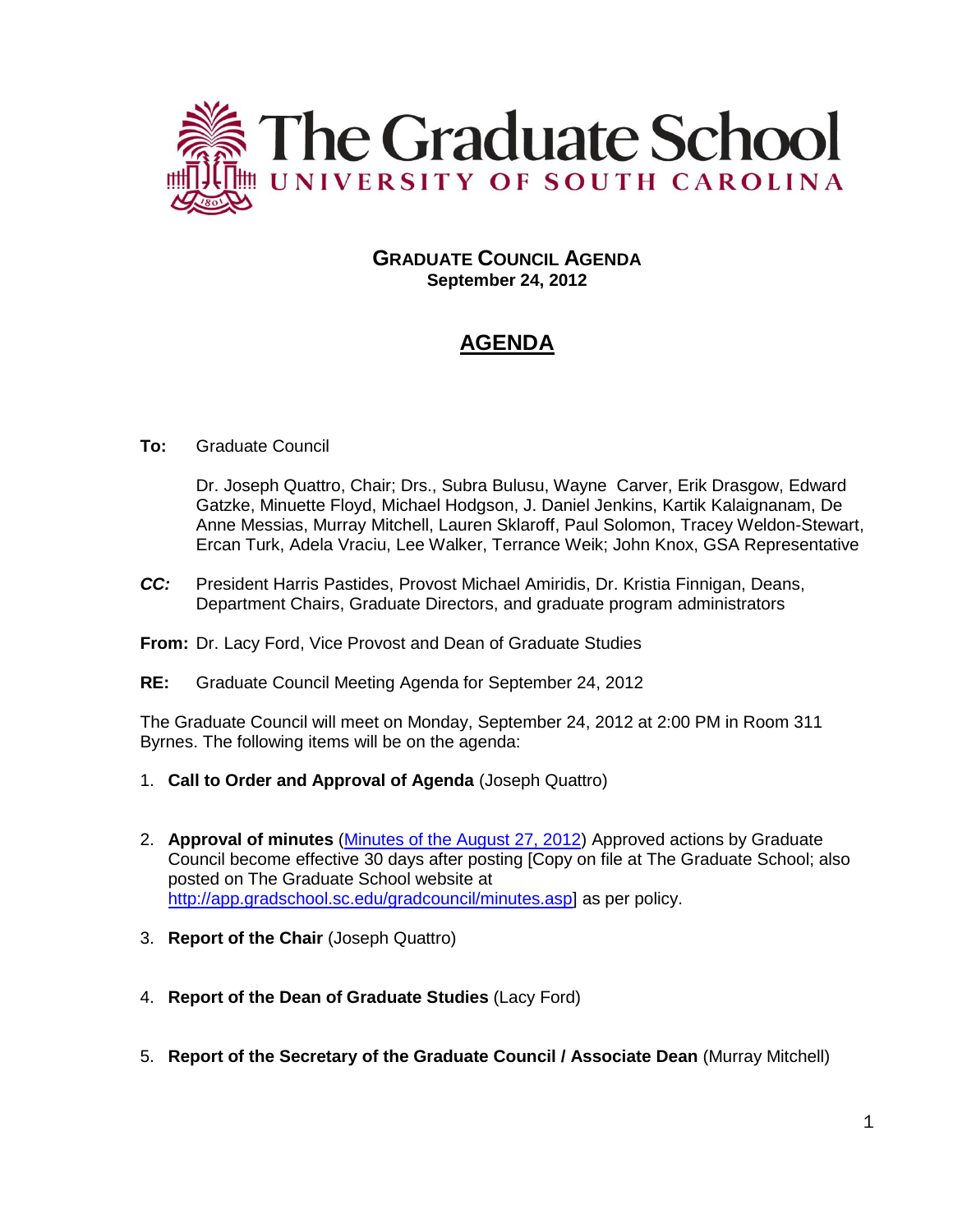# The Graduate School
## UNIVERSITY OF SOUTH CAROLINA

**GRADUATE COUNCIL AGENDA**
**September 24, 2012**

## AGENDA

**To:** Graduate Council

Dr. Joseph Quattro, Chair; Drs., Subra Bulusu, Wayne Carver, Erik Drasgow, Edward Gatzke, Minuette Floyd, Michael Hodgson, J. Daniel Jenkins, Kartik Kalaignanam, De Anne Messias, Murray Mitchell, Lauren Sklaroff, Paul Solomon, Tracey Weldon-Stewart, Ercan Turk, Adela Vraciu, Lee Walker, Terrance Weik; John Knox, GSA Representative

***CC:*** President Harris Pastides, Provost Michael Amiridis, Dr. Kristia Finnigan, Deans, Department Chairs, Graduate Directors, and graduate program administrators

**From:** Dr. Lacy Ford, Vice Provost and Dean of Graduate Studies

**RE:** Graduate Council Meeting Agenda for September 24, 2012

The Graduate Council will meet on Monday, September 24, 2012 at 2:00 PM in Room 311 Byrnes. The following items will be on the agenda:

1. **Call to Order and Approval of Agenda** (Joseph Quattro)
2. **Approval of minutes** (Minutes of the August 27, 2012) Approved actions by Graduate Council become effective 30 days after posting [Copy on file at The Graduate School; also posted on The Graduate School website at http://app.gradschool.sc.edu/gradcouncil/minutes.asp] as per policy.
3. **Report of the Chair** (Joseph Quattro)
4. **Report of the Dean of Graduate Studies** (Lacy Ford)
5. **Report of the Secretary of the Graduate Council / Associate Dean** (Murray Mitchell)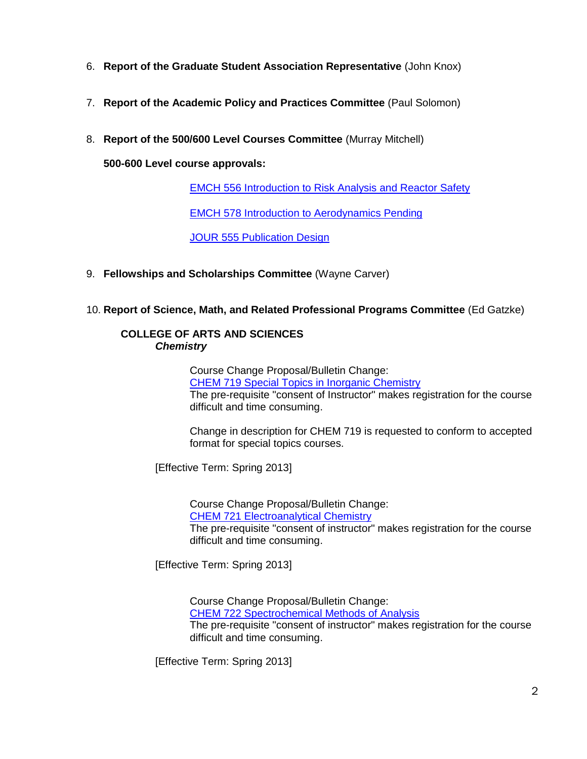6. **Report of the Graduate Student Association Representative** (John Knox)

7. **Report of the Academic Policy and Practices Committee** (Paul Solomon)

8. **Report of the 500/600 Level Courses Committee** (Murray Mitchell)

   **500-600 Level course approvals:**

   EMCH 556 Introduction to Risk Analysis and Reactor Safety

   EMCH 578 Introduction to Aerodynamics Pending

   JOUR 555 Publication Design

9. **Fellowships and Scholarships Committee** (Wayne Carver)

10. **Report of Science, Math, and Related Professional Programs Committee** (Ed Gatzke)

**COLLEGE OF ARTS AND SCIENCES**

***Chemistry***

Course Change Proposal/Bulletin Change:
CHEM 719 Special Topics in Inorganic Chemistry
The pre-requisite "consent of Instructor" makes registration for the course difficult and time consuming.

Change in description for CHEM 719 is requested to conform to accepted format for special topics courses.

[Effective Term: Spring 2013]

Course Change Proposal/Bulletin Change:
CHEM 721 Electroanalytical Chemistry
The pre-requisite "consent of instructor" makes registration for the course difficult and time consuming.

[Effective Term: Spring 2013]

Course Change Proposal/Bulletin Change:
CHEM 722 Spectrochemical Methods of Analysis
The pre-requisite "consent of instructor" makes registration for the course difficult and time consuming.

[Effective Term: Spring 2013]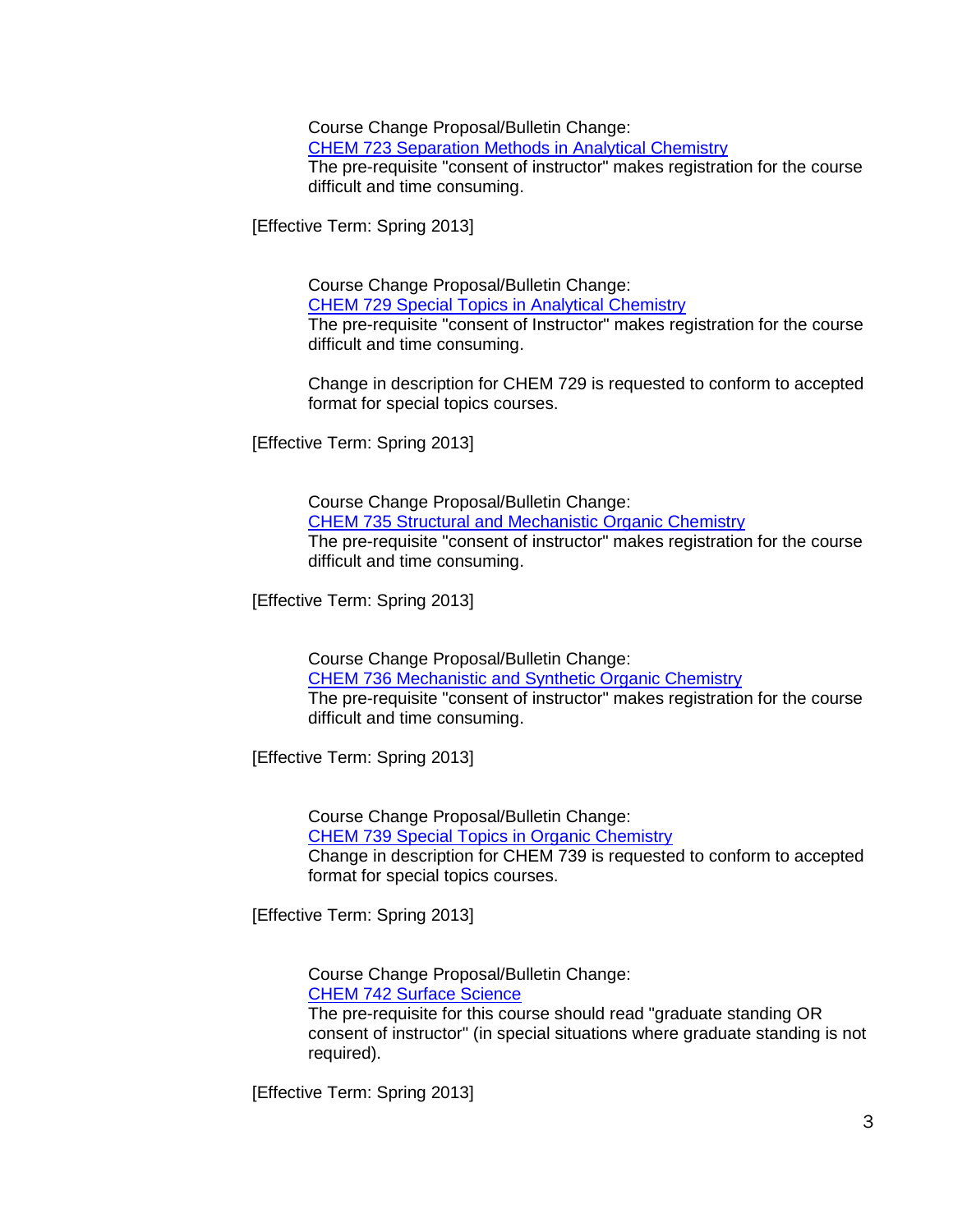Course Change Proposal/Bulletin Change:
CHEM 723 Separation Methods in Analytical Chemistry
The pre-requisite "consent of instructor" makes registration for the course difficult and time consuming.

[Effective Term: Spring 2013]

Course Change Proposal/Bulletin Change:
CHEM 729 Special Topics in Analytical Chemistry
The pre-requisite "consent of Instructor" makes registration for the course difficult and time consuming.

Change in description for CHEM 729 is requested to conform to accepted format for special topics courses.

[Effective Term: Spring 2013]

Course Change Proposal/Bulletin Change:
CHEM 735 Structural and Mechanistic Organic Chemistry
The pre-requisite "consent of instructor" makes registration for the course difficult and time consuming.

[Effective Term: Spring 2013]

Course Change Proposal/Bulletin Change:
CHEM 736 Mechanistic and Synthetic Organic Chemistry
The pre-requisite "consent of instructor" makes registration for the course difficult and time consuming.

[Effective Term: Spring 2013]

Course Change Proposal/Bulletin Change:
CHEM 739 Special Topics in Organic Chemistry
Change in description for CHEM 739 is requested to conform to accepted format for special topics courses.

[Effective Term: Spring 2013]

Course Change Proposal/Bulletin Change:
CHEM 742 Surface Science
The pre-requisite for this course should read "graduate standing OR consent of instructor" (in special situations where graduate standing is not required).

[Effective Term: Spring 2013]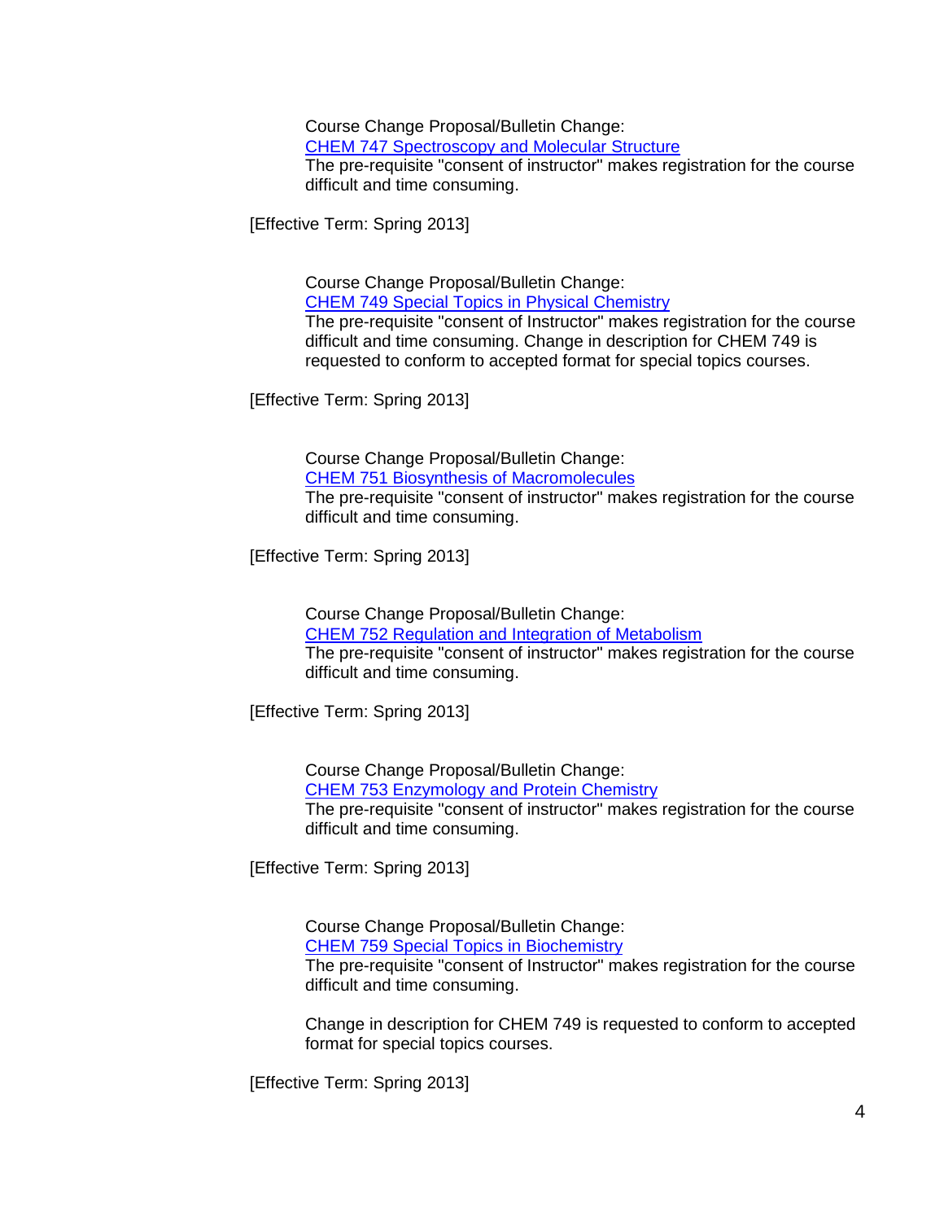Course Change Proposal/Bulletin Change:
CHEM 747 Spectroscopy and Molecular Structure
The pre-requisite "consent of instructor" makes registration for the course difficult and time consuming.

[Effective Term: Spring 2013]

Course Change Proposal/Bulletin Change:
CHEM 749 Special Topics in Physical Chemistry
The pre-requisite "consent of Instructor" makes registration for the course difficult and time consuming. Change in description for CHEM 749 is requested to conform to accepted format for special topics courses.

[Effective Term: Spring 2013]

Course Change Proposal/Bulletin Change:
CHEM 751 Biosynthesis of Macromolecules
The pre-requisite "consent of instructor" makes registration for the course difficult and time consuming.

[Effective Term: Spring 2013]

Course Change Proposal/Bulletin Change:
CHEM 752 Regulation and Integration of Metabolism
The pre-requisite "consent of instructor" makes registration for the course difficult and time consuming.

[Effective Term: Spring 2013]

Course Change Proposal/Bulletin Change:
CHEM 753 Enzymology and Protein Chemistry
The pre-requisite "consent of instructor" makes registration for the course difficult and time consuming.

[Effective Term: Spring 2013]

Course Change Proposal/Bulletin Change:
CHEM 759 Special Topics in Biochemistry
The pre-requisite "consent of Instructor" makes registration for the course difficult and time consuming.

Change in description for CHEM 749 is requested to conform to accepted format for special topics courses.

[Effective Term: Spring 2013]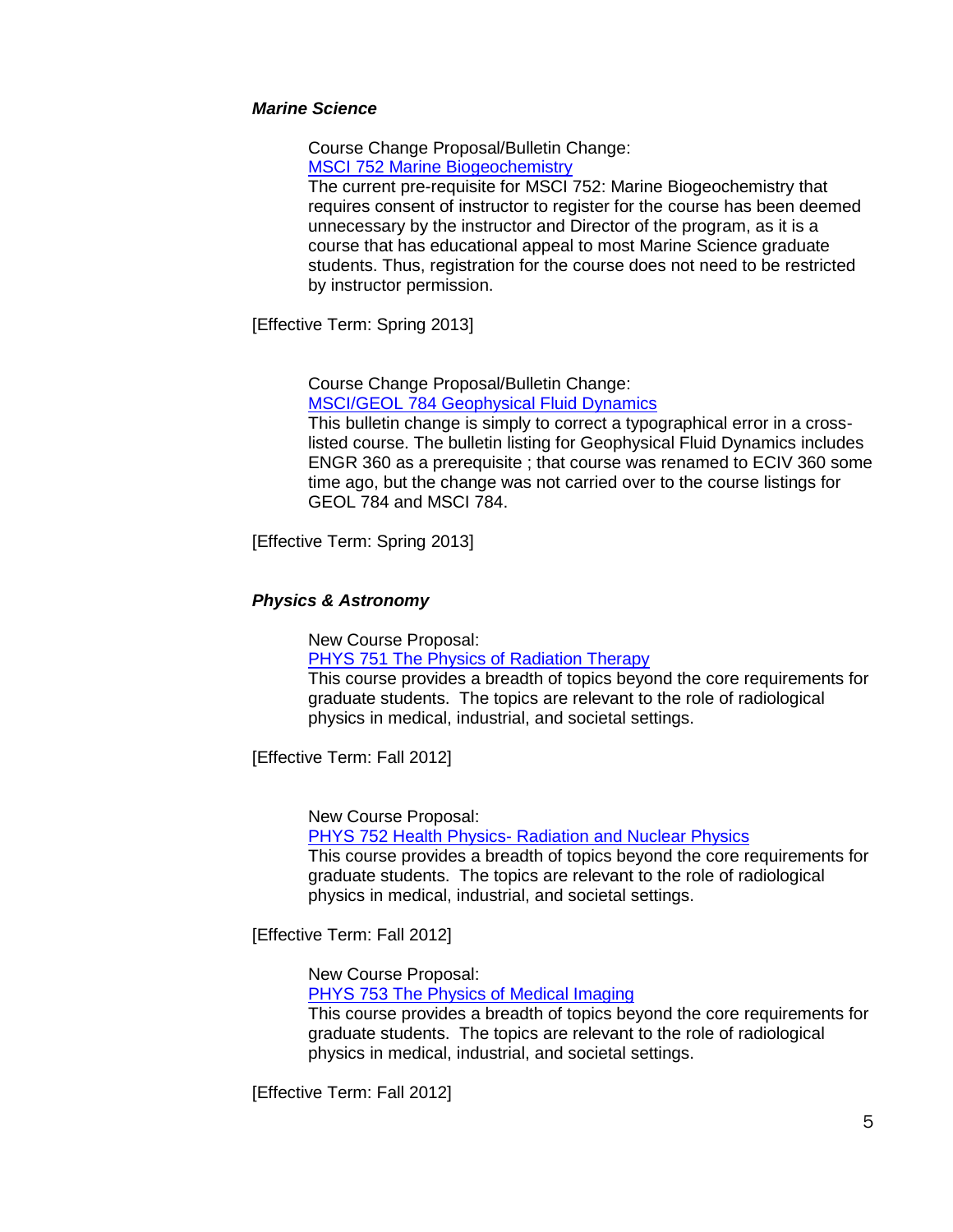### *Marine Science*

Course Change Proposal/Bulletin Change:
MSCI 752 Marine Biogeochemistry
The current pre-requisite for MSCI 752: Marine Biogeochemistry that requires consent of instructor to register for the course has been deemed unnecessary by the instructor and Director of the program, as it is a course that has educational appeal to most Marine Science graduate students. Thus, registration for the course does not need to be restricted by instructor permission.

[Effective Term: Spring 2013]

Course Change Proposal/Bulletin Change:
MSCI/GEOL 784 Geophysical Fluid Dynamics
This bulletin change is simply to correct a typographical error in a cross-listed course. The bulletin listing for Geophysical Fluid Dynamics includes ENGR 360 as a prerequisite ; that course was renamed to ECIV 360 some time ago, but the change was not carried over to the course listings for GEOL 784 and MSCI 784.

[Effective Term: Spring 2013]

### *Physics & Astronomy*

New Course Proposal:
PHYS 751 The Physics of Radiation Therapy
This course provides a breadth of topics beyond the core requirements for graduate students. The topics are relevant to the role of radiological physics in medical, industrial, and societal settings.

[Effective Term: Fall 2012]

New Course Proposal:
PHYS 752 Health Physics- Radiation and Nuclear Physics
This course provides a breadth of topics beyond the core requirements for graduate students. The topics are relevant to the role of radiological physics in medical, industrial, and societal settings.

[Effective Term: Fall 2012]

New Course Proposal:
PHYS 753 The Physics of Medical Imaging
This course provides a breadth of topics beyond the core requirements for graduate students. The topics are relevant to the role of radiological physics in medical, industrial, and societal settings.

[Effective Term: Fall 2012]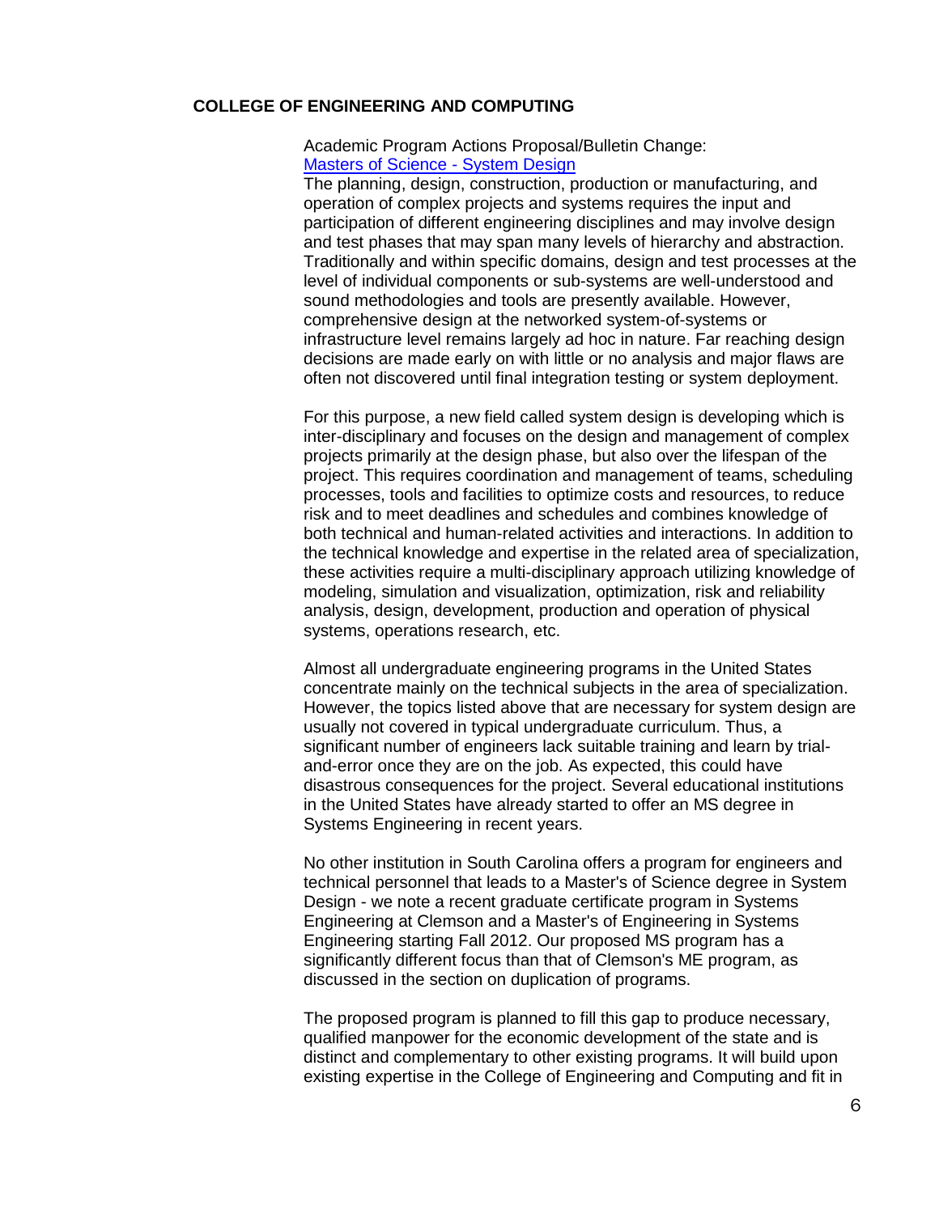**COLLEGE OF ENGINEERING AND COMPUTING**

Academic Program Actions Proposal/Bulletin Change:
Masters of Science - System Design

The planning, design, construction, production or manufacturing, and operation of complex projects and systems requires the input and participation of different engineering disciplines and may involve design and test phases that may span many levels of hierarchy and abstraction. Traditionally and within specific domains, design and test processes at the level of individual components or sub-systems are well-understood and sound methodologies and tools are presently available. However, comprehensive design at the networked system-of-systems or infrastructure level remains largely ad hoc in nature. Far reaching design decisions are made early on with little or no analysis and major flaws are often not discovered until final integration testing or system deployment.

For this purpose, a new field called system design is developing which is inter-disciplinary and focuses on the design and management of complex projects primarily at the design phase, but also over the lifespan of the project. This requires coordination and management of teams, scheduling processes, tools and facilities to optimize costs and resources, to reduce risk and to meet deadlines and schedules and combines knowledge of both technical and human-related activities and interactions. In addition to the technical knowledge and expertise in the related area of specialization, these activities require a multi-disciplinary approach utilizing knowledge of modeling, simulation and visualization, optimization, risk and reliability analysis, design, development, production and operation of physical systems, operations research, etc.

Almost all undergraduate engineering programs in the United States concentrate mainly on the technical subjects in the area of specialization. However, the topics listed above that are necessary for system design are usually not covered in typical undergraduate curriculum. Thus, a significant number of engineers lack suitable training and learn by trial-and-error once they are on the job. As expected, this could have disastrous consequences for the project. Several educational institutions in the United States have already started to offer an MS degree in Systems Engineering in recent years.

No other institution in South Carolina offers a program for engineers and technical personnel that leads to a Master's of Science degree in System Design - we note a recent graduate certificate program in Systems Engineering at Clemson and a Master's of Engineering in Systems Engineering starting Fall 2012. Our proposed MS program has a significantly different focus than that of Clemson's ME program, as discussed in the section on duplication of programs.

The proposed program is planned to fill this gap to produce necessary, qualified manpower for the economic development of the state and is distinct and complementary to other existing programs. It will build upon existing expertise in the College of Engineering and Computing and fit in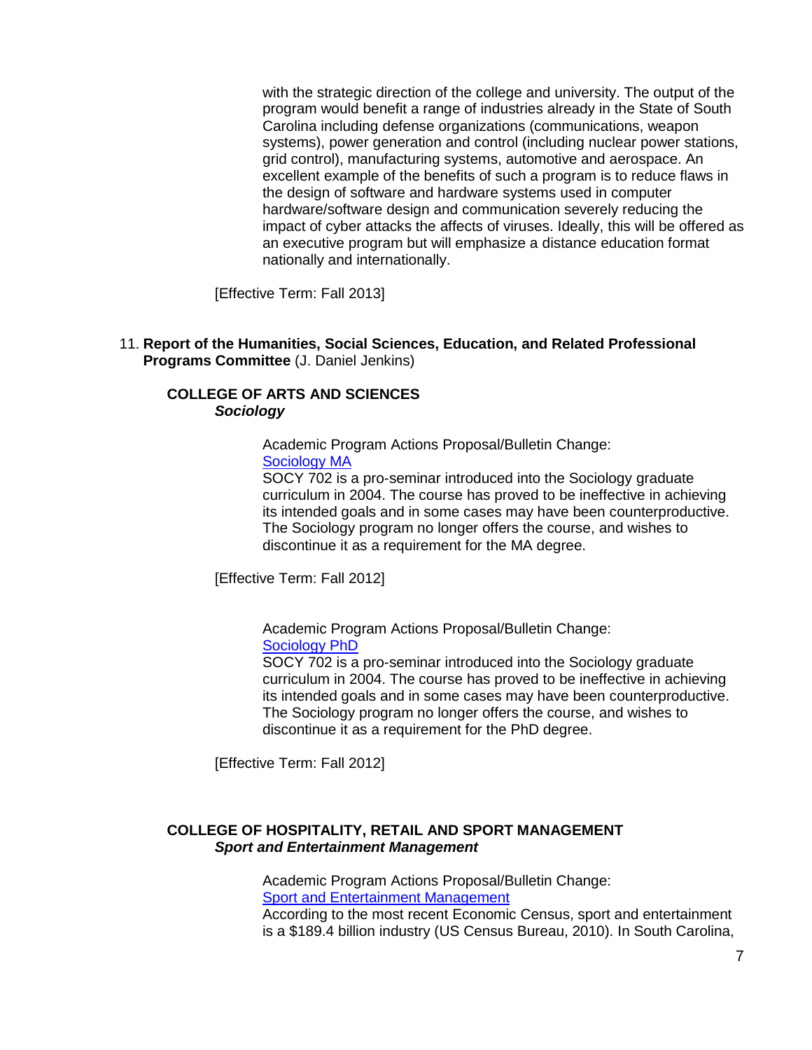with the strategic direction of the college and university. The output of the program would benefit a range of industries already in the State of South Carolina including defense organizations (communications, weapon systems), power generation and control (including nuclear power stations, grid control), manufacturing systems, automotive and aerospace. An excellent example of the benefits of such a program is to reduce flaws in the design of software and hardware systems used in computer hardware/software design and communication severely reducing the impact of cyber attacks the affects of viruses. Ideally, this will be offered as an executive program but will emphasize a distance education format nationally and internationally.

[Effective Term: Fall 2013]

11. **Report of the Humanities, Social Sciences, Education, and Related Professional Programs Committee** (J. Daniel Jenkins)

**COLLEGE OF ARTS AND SCIENCES**
***Sociology***

Academic Program Actions Proposal/Bulletin Change:
Sociology MA
SOCY 702 is a pro-seminar introduced into the Sociology graduate curriculum in 2004. The course has proved to be ineffective in achieving its intended goals and in some cases may have been counterproductive. The Sociology program no longer offers the course, and wishes to discontinue it as a requirement for the MA degree.

[Effective Term: Fall 2012]

Academic Program Actions Proposal/Bulletin Change:
Sociology PhD
SOCY 702 is a pro-seminar introduced into the Sociology graduate curriculum in 2004. The course has proved to be ineffective in achieving its intended goals and in some cases may have been counterproductive. The Sociology program no longer offers the course, and wishes to discontinue it as a requirement for the PhD degree.

[Effective Term: Fall 2012]

**COLLEGE OF HOSPITALITY, RETAIL AND SPORT MANAGEMENT**
***Sport and Entertainment Management***

Academic Program Actions Proposal/Bulletin Change:
Sport and Entertainment Management
According to the most recent Economic Census, sport and entertainment is a $189.4 billion industry (US Census Bureau, 2010). In South Carolina,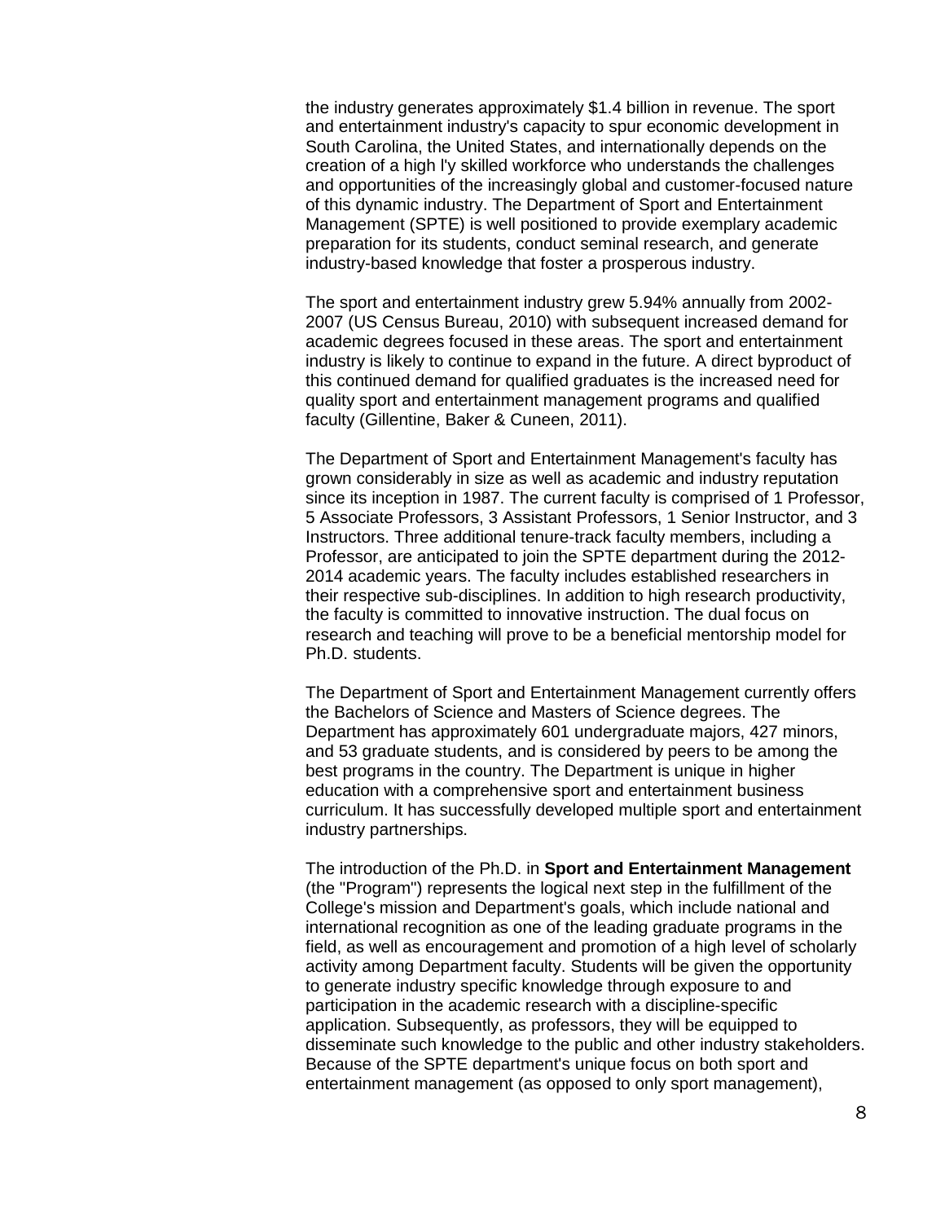the industry generates approximately $1.4 billion in revenue. The sport and entertainment industry's capacity to spur economic development in South Carolina, the United States, and internationally depends on the creation of a high l'y skilled workforce who understands the challenges and opportunities of the increasingly global and customer-focused nature of this dynamic industry. The Department of Sport and Entertainment Management (SPTE) is well positioned to provide exemplary academic preparation for its students, conduct seminal research, and generate industry-based knowledge that foster a prosperous industry.

The sport and entertainment industry grew 5.94% annually from 2002-2007 (US Census Bureau, 2010) with subsequent increased demand for academic degrees focused in these areas. The sport and entertainment industry is likely to continue to expand in the future. A direct byproduct of this continued demand for qualified graduates is the increased need for quality sport and entertainment management programs and qualified faculty (Gillentine, Baker & Cuneen, 2011).

The Department of Sport and Entertainment Management's faculty has grown considerably in size as well as academic and industry reputation since its inception in 1987. The current faculty is comprised of 1 Professor, 5 Associate Professors, 3 Assistant Professors, 1 Senior Instructor, and 3 Instructors. Three additional tenure-track faculty members, including a Professor, are anticipated to join the SPTE department during the 2012-2014 academic years. The faculty includes established researchers in their respective sub-disciplines. In addition to high research productivity, the faculty is committed to innovative instruction. The dual focus on research and teaching will prove to be a beneficial mentorship model for Ph.D. students.

The Department of Sport and Entertainment Management currently offers the Bachelors of Science and Masters of Science degrees. The Department has approximately 601 undergraduate majors, 427 minors, and 53 graduate students, and is considered by peers to be among the best programs in the country. The Department is unique in higher education with a comprehensive sport and entertainment business curriculum. It has successfully developed multiple sport and entertainment industry partnerships.

The introduction of the Ph.D. in **Sport and Entertainment Management** (the "Program") represents the logical next step in the fulfillment of the College's mission and Department's goals, which include national and international recognition as one of the leading graduate programs in the field, as well as encouragement and promotion of a high level of scholarly activity among Department faculty. Students will be given the opportunity to generate industry specific knowledge through exposure to and participation in the academic research with a discipline-specific application. Subsequently, as professors, they will be equipped to disseminate such knowledge to the public and other industry stakeholders. Because of the SPTE department's unique focus on both sport and entertainment management (as opposed to only sport management),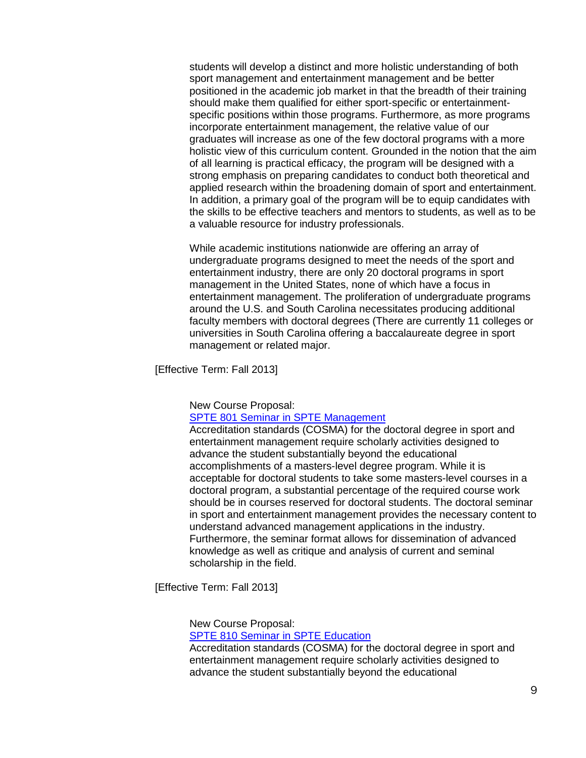students will develop a distinct and more holistic understanding of both sport management and entertainment management and be better positioned in the academic job market in that the breadth of their training should make them qualified for either sport-specific or entertainment-specific positions within those programs. Furthermore, as more programs incorporate entertainment management, the relative value of our graduates will increase as one of the few doctoral programs with a more holistic view of this curriculum content. Grounded in the notion that the aim of all learning is practical efficacy, the program will be designed with a strong emphasis on preparing candidates to conduct both theoretical and applied research within the broadening domain of sport and entertainment. In addition, a primary goal of the program will be to equip candidates with the skills to be effective teachers and mentors to students, as well as to be a valuable resource for industry professionals.

While academic institutions nationwide are offering an array of undergraduate programs designed to meet the needs of the sport and entertainment industry, there are only 20 doctoral programs in sport management in the United States, none of which have a focus in entertainment management. The proliferation of undergraduate programs around the U.S. and South Carolina necessitates producing additional faculty members with doctoral degrees (There are currently 11 colleges or universities in South Carolina offering a baccalaureate degree in sport management or related major.

[Effective Term: Fall 2013]

New Course Proposal:
SPTE 801 Seminar in SPTE Management
Accreditation standards (COSMA) for the doctoral degree in sport and entertainment management require scholarly activities designed to advance the student substantially beyond the educational accomplishments of a masters-level degree program. While it is acceptable for doctoral students to take some masters-level courses in a doctoral program, a substantial percentage of the required course work should be in courses reserved for doctoral students. The doctoral seminar in sport and entertainment management provides the necessary content to understand advanced management applications in the industry. Furthermore, the seminar format allows for dissemination of advanced knowledge as well as critique and analysis of current and seminal scholarship in the field.

[Effective Term: Fall 2013]

New Course Proposal:
SPTE 810 Seminar in SPTE Education
Accreditation standards (COSMA) for the doctoral degree in sport and entertainment management require scholarly activities designed to advance the student substantially beyond the educational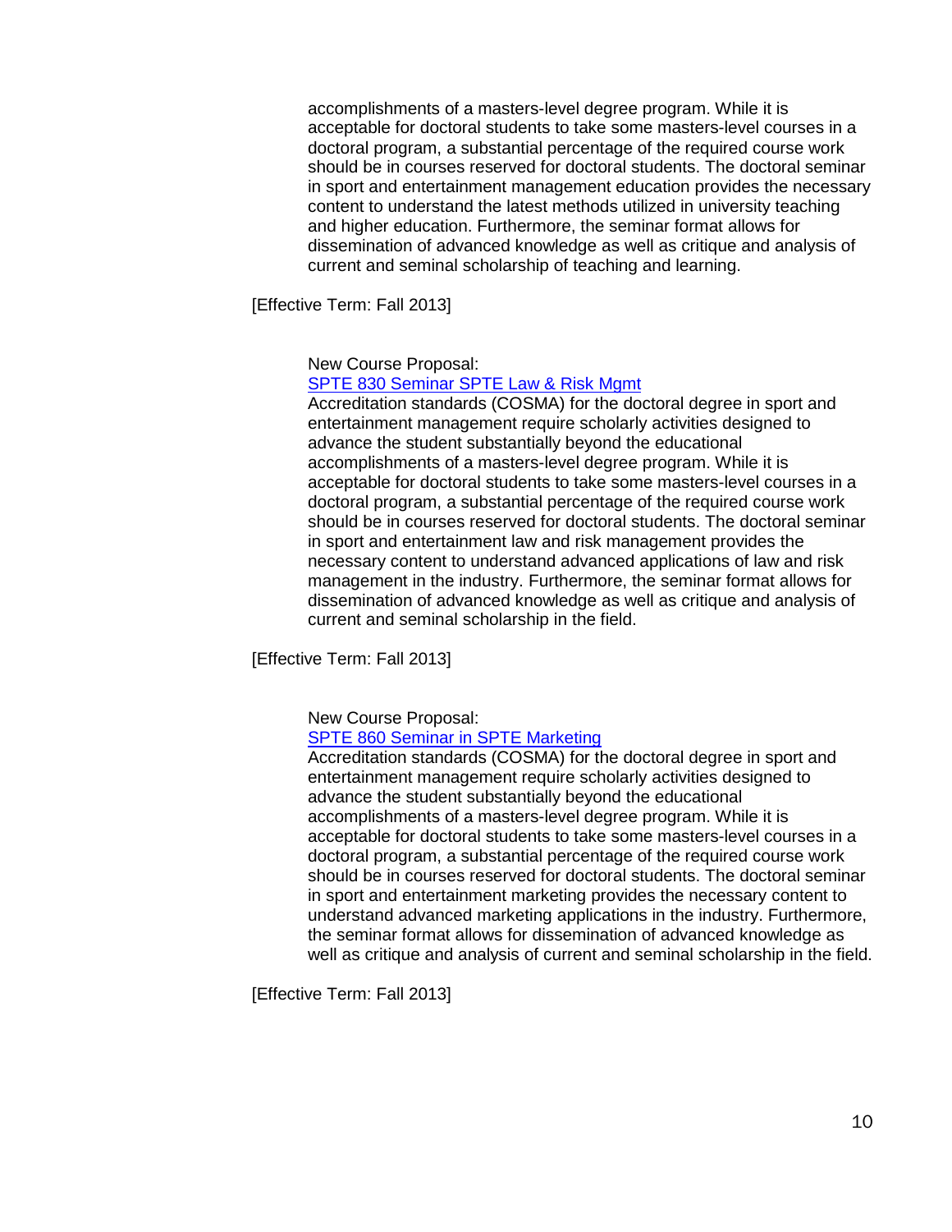accomplishments of a masters-level degree program. While it is acceptable for doctoral students to take some masters-level courses in a doctoral program, a substantial percentage of the required course work should be in courses reserved for doctoral students. The doctoral seminar in sport and entertainment management education provides the necessary content to understand the latest methods utilized in university teaching and higher education. Furthermore, the seminar format allows for dissemination of advanced knowledge as well as critique and analysis of current and seminal scholarship of teaching and learning.

[Effective Term: Fall 2013]

New Course Proposal:
SPTE 830 Seminar SPTE Law & Risk Mgmt
Accreditation standards (COSMA) for the doctoral degree in sport and entertainment management require scholarly activities designed to advance the student substantially beyond the educational accomplishments of a masters-level degree program. While it is acceptable for doctoral students to take some masters-level courses in a doctoral program, a substantial percentage of the required course work should be in courses reserved for doctoral students. The doctoral seminar in sport and entertainment law and risk management provides the necessary content to understand advanced applications of law and risk management in the industry. Furthermore, the seminar format allows for dissemination of advanced knowledge as well as critique and analysis of current and seminal scholarship in the field.

[Effective Term: Fall 2013]

New Course Proposal:
SPTE 860 Seminar in SPTE Marketing
Accreditation standards (COSMA) for the doctoral degree in sport and entertainment management require scholarly activities designed to advance the student substantially beyond the educational accomplishments of a masters-level degree program. While it is acceptable for doctoral students to take some masters-level courses in a doctoral program, a substantial percentage of the required course work should be in courses reserved for doctoral students. The doctoral seminar in sport and entertainment marketing provides the necessary content to understand advanced marketing applications in the industry. Furthermore, the seminar format allows for dissemination of advanced knowledge as well as critique and analysis of current and seminal scholarship in the field.

[Effective Term: Fall 2013]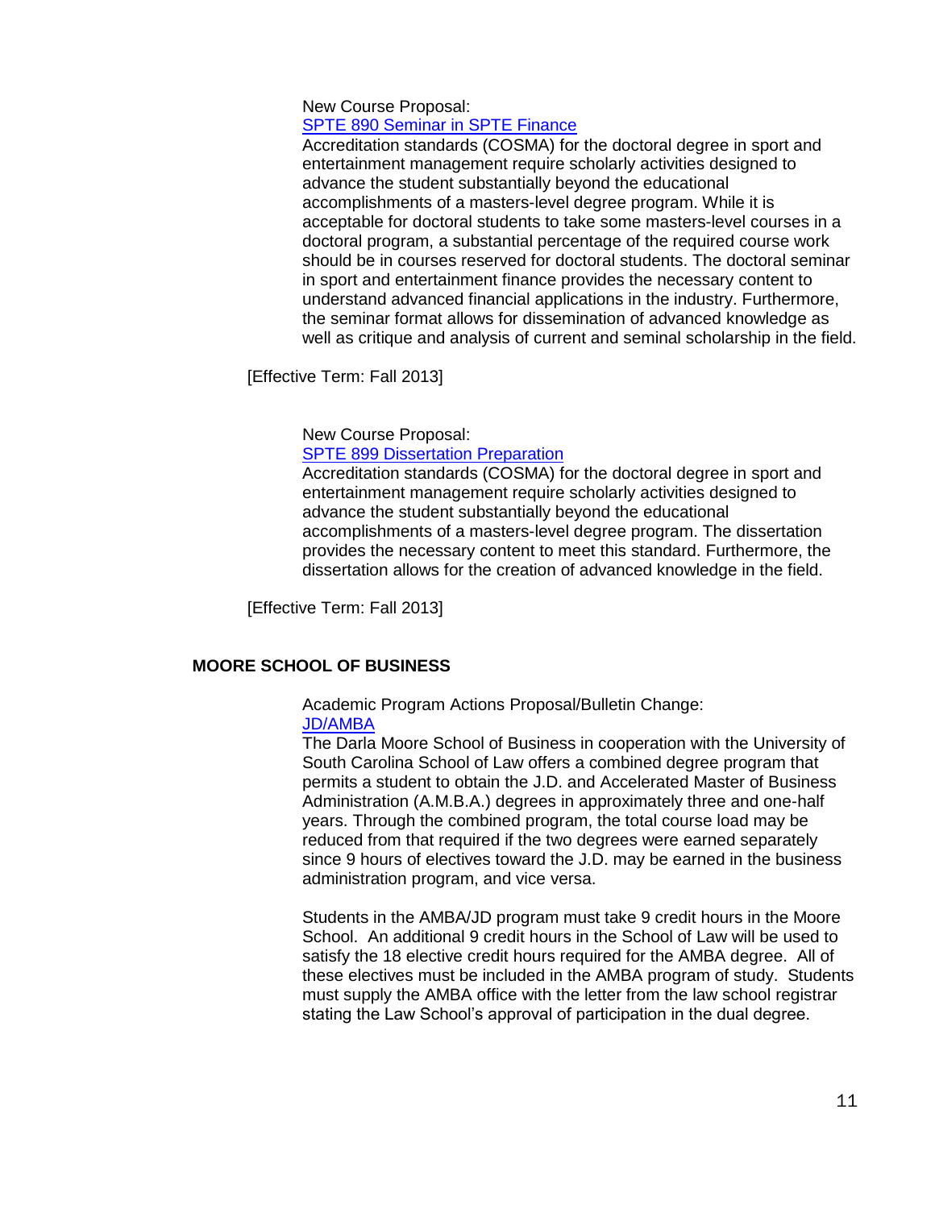New Course Proposal:
SPTE 890 Seminar in SPTE Finance
Accreditation standards (COSMA) for the doctoral degree in sport and entertainment management require scholarly activities designed to advance the student substantially beyond the educational accomplishments of a masters-level degree program. While it is acceptable for doctoral students to take some masters-level courses in a doctoral program, a substantial percentage of the required course work should be in courses reserved for doctoral students. The doctoral seminar in sport and entertainment finance provides the necessary content to understand advanced financial applications in the industry. Furthermore, the seminar format allows for dissemination of advanced knowledge as well as critique and analysis of current and seminal scholarship in the field.

[Effective Term: Fall 2013]

New Course Proposal:
SPTE 899 Dissertation Preparation
Accreditation standards (COSMA) for the doctoral degree in sport and entertainment management require scholarly activities designed to advance the student substantially beyond the educational accomplishments of a masters-level degree program. The dissertation provides the necessary content to meet this standard. Furthermore, the dissertation allows for the creation of advanced knowledge in the field.

[Effective Term: Fall 2013]

**MOORE SCHOOL OF BUSINESS**

Academic Program Actions Proposal/Bulletin Change:
JD/AMBA
The Darla Moore School of Business in cooperation with the University of South Carolina School of Law offers a combined degree program that permits a student to obtain the J.D. and Accelerated Master of Business Administration (A.M.B.A.) degrees in approximately three and one-half years. Through the combined program, the total course load may be reduced from that required if the two degrees were earned separately since 9 hours of electives toward the J.D. may be earned in the business administration program, and vice versa.

Students in the AMBA/JD program must take 9 credit hours in the Moore School. An additional 9 credit hours in the School of Law will be used to satisfy the 18 elective credit hours required for the AMBA degree. All of these electives must be included in the AMBA program of study. Students must supply the AMBA office with the letter from the law school registrar stating the Law School's approval of participation in the dual degree.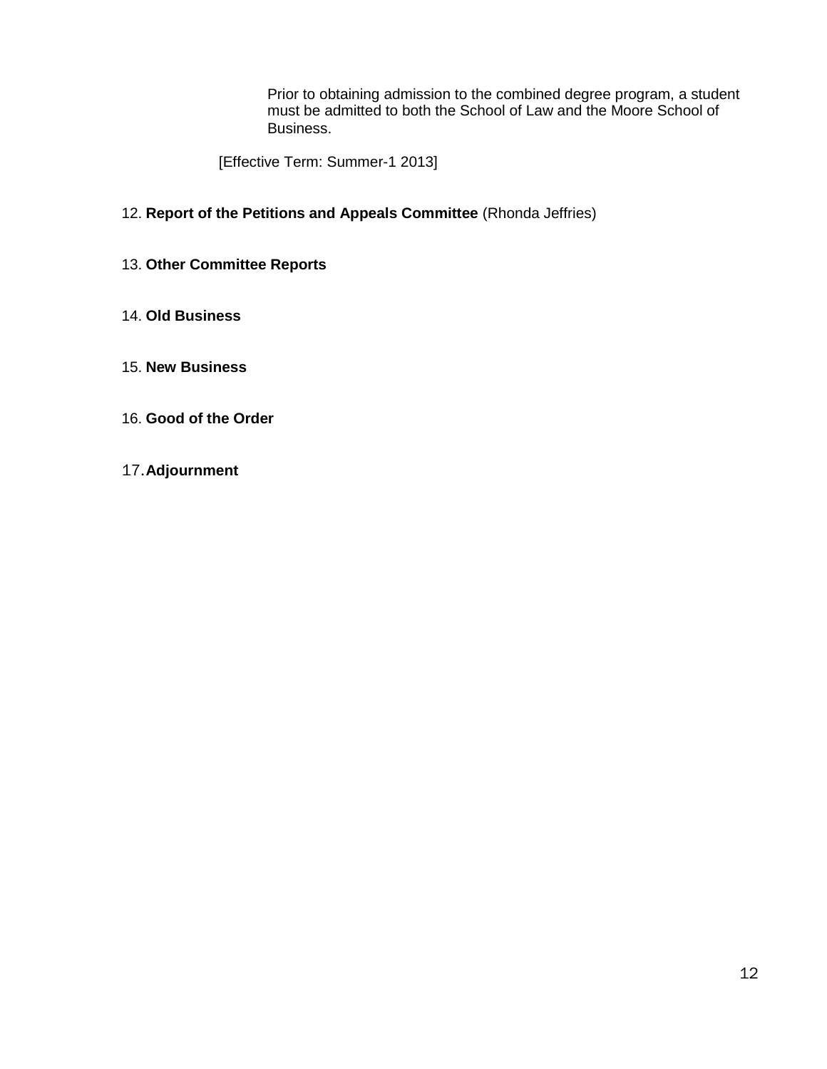Prior to obtaining admission to the combined degree program, a student must be admitted to both the School of Law and the Moore School of Business.

[Effective Term: Summer-1 2013]

12. **Report of the Petitions and Appeals Committee** (Rhonda Jeffries)

13. **Other Committee Reports**

14. **Old Business**

15. **New Business**

16. **Good of the Order**

17. **Adjournment**